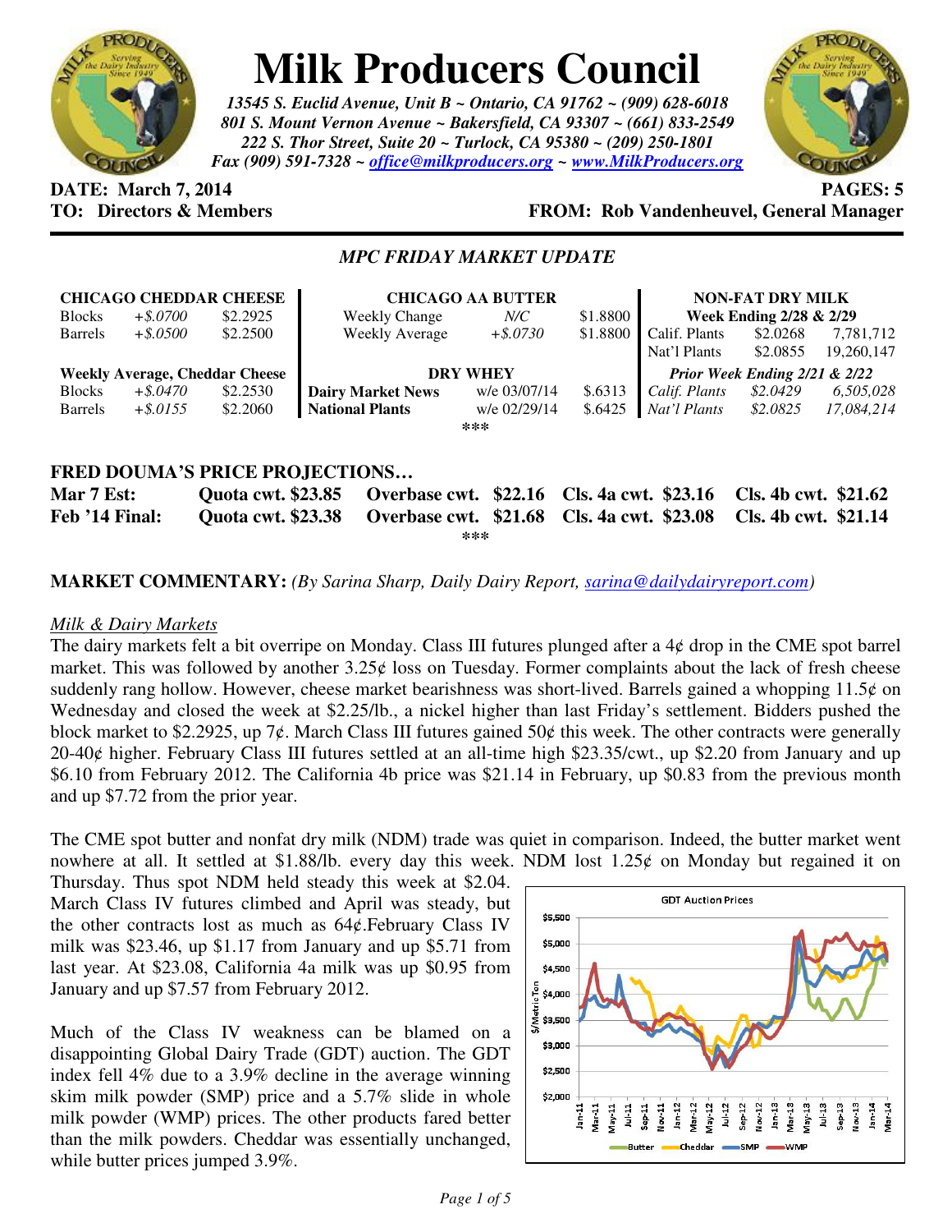# Milk Producers Council

*13545 S. Euclid Avenue, Unit B ~ Ontario, CA 91762 ~ (909) 628-6018*
*801 S. Mount Vernon Avenue ~ Bakersfield, CA 93307 ~ (661) 833-2549*
*222 S. Thor Street, Suite 20 ~ Turlock, CA 95380 ~ (209) 250-1801*
*Fax (909) 591-7328 ~ office@milkproducers.org ~ www.MilkProducers.org*

**DATE: March 7, 2014** **PAGES: 5**
**TO: Directors & Members** **FROM: Rob Vandenheuvel, General Manager**

## *MPC FRIDAY MARKET UPDATE*

| CHICAGO CHEDDAR CHEESE | | |
|---|---|---|
| Blocks | *+$.0700* | $2.2925 |
| Barrels | *+$.0500* | $2.2500 |
| **Weekly Average, Cheddar Cheese** | | |
| Blocks | *+$.0470* | $2.2530 |
| Barrels | *+$.0155* | $2.2060 |

| CHICAGO AA BUTTER | | |
|---|---|---|
| Weekly Change | *N/C* | $1.8800 |
| Weekly Average | *+$.0730* | $1.8800 |
| **DRY WHEY** | | |
| **Dairy Market News** | w/e 03/07/14 | $.6313 |
| **National Plants** | w/e 02/29/14 | $.6425 |

| NON-FAT DRY MILK | | |
|---|---|---|
| **Week Ending 2/28 & 2/29** | | |
| Calif. Plants | $2.0268 | 7,781,712 |
| Nat'l Plants | $2.0855 | 19,260,147 |
| ***Prior Week Ending 2/21 & 2/22*** | | |
| *Calif. Plants* | *$2.0429* | *6,505,028* |
| *Nat'l Plants* | *$2.0825* | *17,084,214* |

\*\*\*

### FRED DOUMA'S PRICE PROJECTIONS…

| | | | | |
|---|---|---|---|---|
| **Mar 7 Est:** | **Quota cwt. $23.85** | **Overbase cwt. $22.16** | **Cls. 4a cwt. $23.16** | **Cls. 4b cwt. $21.62** |
| **Feb '14 Final:** | **Quota cwt. $23.38** | **Overbase cwt. $21.68** | **Cls. 4a cwt. $23.08** | **Cls. 4b cwt. $21.14** |

\*\*\*

**MARKET COMMENTARY:** *(By Sarina Sharp, Daily Dairy Report, sarina@dailydairyreport.com)*

*Milk & Dairy Markets*

The dairy markets felt a bit overripe on Monday. Class III futures plunged after a 4¢ drop in the CME spot barrel market. This was followed by another 3.25¢ loss on Tuesday. Former complaints about the lack of fresh cheese suddenly rang hollow. However, cheese market bearishness was short-lived. Barrels gained a whopping 11.5¢ on Wednesday and closed the week at $2.25/lb., a nickel higher than last Friday's settlement. Bidders pushed the block market to $2.2925, up 7¢. March Class III futures gained 50¢ this week. The other contracts were generally 20-40¢ higher. February Class III futures settled at an all-time high $23.35/cwt., up $2.20 from January and up $6.10 from February 2012. The California 4b price was $21.14 in February, up $0.83 from the previous month and up $7.72 from the prior year.

The CME spot butter and nonfat dry milk (NDM) trade was quiet in comparison. Indeed, the butter market went nowhere at all. It settled at $1.88/lb. every day this week. NDM lost 1.25¢ on Monday but regained it on Thursday. Thus spot NDM held steady this week at $2.04. March Class IV futures climbed and April was steady, but the other contracts lost as much as 64¢.February Class IV milk was $23.46, up $1.17 from January and up $5.71 from last year. At $23.08, California 4a milk was up $0.95 from January and up $7.57 from February 2012.

Much of the Class IV weakness can be blamed on a disappointing Global Dairy Trade (GDT) auction. The GDT index fell 4% due to a 3.9% decline in the average winning skim milk powder (SMP) price and a 5.7% slide in whole milk powder (WMP) prices. The other products fared better than the milk powders. Cheddar was essentially unchanged, while butter prices jumped 3.9%.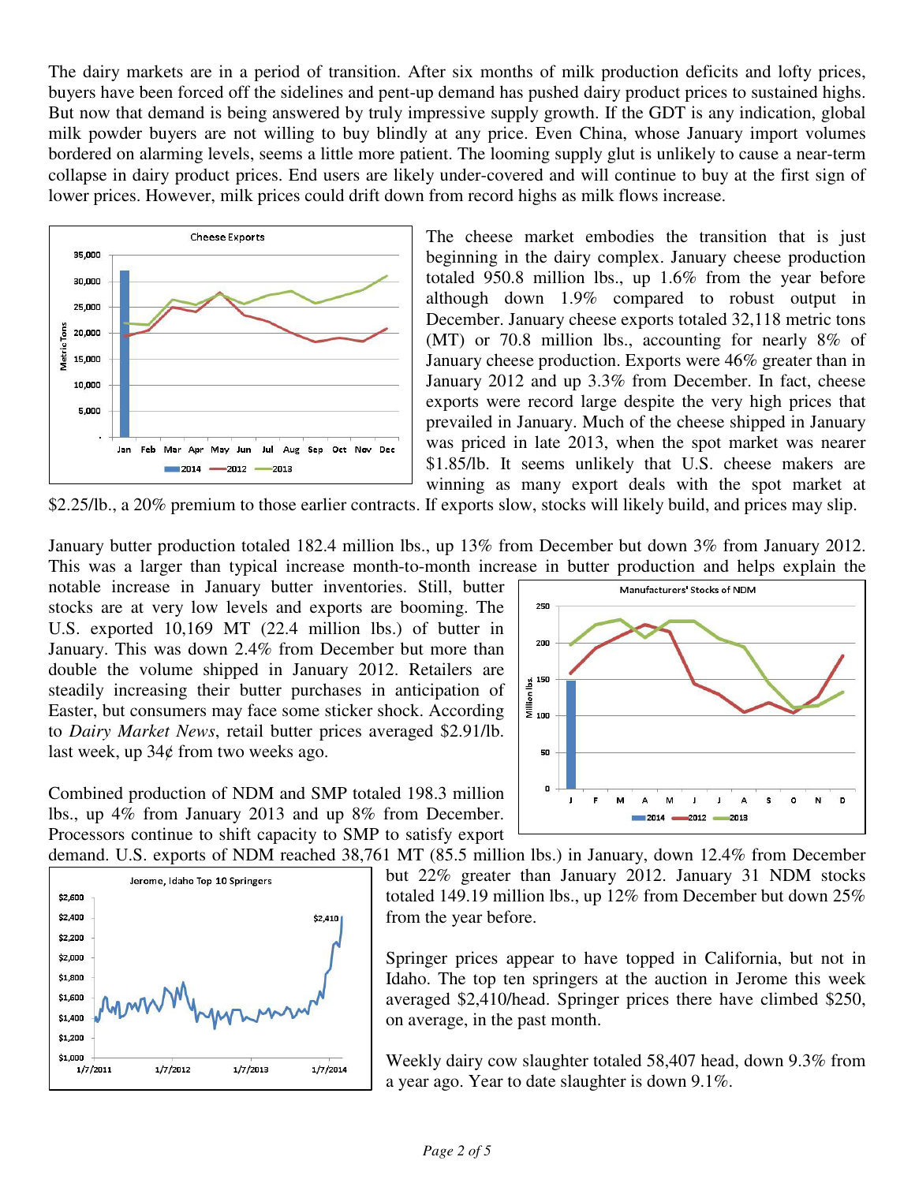The dairy markets are in a period of transition. After six months of milk production deficits and lofty prices, buyers have been forced off the sidelines and pent-up demand has pushed dairy product prices to sustained highs. But now that demand is being answered by truly impressive supply growth. If the GDT is any indication, global milk powder buyers are not willing to buy blindly at any price. Even China, whose January import volumes bordered on alarming levels, seems a little more patient. The looming supply glut is unlikely to cause a near-term collapse in dairy product prices. End users are likely under-covered and will continue to buy at the first sign of lower prices. However, milk prices could drift down from record highs as milk flows increase.

The cheese market embodies the transition that is just beginning in the dairy complex. January cheese production totaled 950.8 million lbs., up 1.6% from the year before although down 1.9% compared to robust output in December. January cheese exports totaled 32,118 metric tons (MT) or 70.8 million lbs., accounting for nearly 8% of January cheese production. Exports were 46% greater than in January 2012 and up 3.3% from December. In fact, cheese exports were record large despite the very high prices that prevailed in January. Much of the cheese shipped in January was priced in late 2013, when the spot market was nearer $1.85/lb. It seems unlikely that U.S. cheese makers are winning as many export deals with the spot market at $2.25/lb., a 20% premium to those earlier contracts. If exports slow, stocks will likely build, and prices may slip.

January butter production totaled 182.4 million lbs., up 13% from December but down 3% from January 2012. This was a larger than typical increase month-to-month increase in butter production and helps explain the notable increase in January butter inventories. Still, butter stocks are at very low levels and exports are booming. The U.S. exported 10,169 MT (22.4 million lbs.) of butter in January. This was down 2.4% from December but more than double the volume shipped in January 2012. Retailers are steadily increasing their butter purchases in anticipation of Easter, but consumers may face some sticker shock. According to *Dairy Market News*, retail butter prices averaged $2.91/lb. last week, up 34¢ from two weeks ago.

Combined production of NDM and SMP totaled 198.3 million lbs., up 4% from January 2013 and up 8% from December. Processors continue to shift capacity to SMP to satisfy export demand. U.S. exports of NDM reached 38,761 MT (85.5 million lbs.) in January, down 12.4% from December but 22% greater than January 2012. January 31 NDM stocks totaled 149.19 million lbs., up 12% from December but down 25% from the year before.

Springer prices appear to have topped in California, but not in Idaho. The top ten springers at the auction in Jerome this week averaged $2,410/head. Springer prices there have climbed $250, on average, in the past month.

Weekly dairy cow slaughter totaled 58,407 head, down 9.3% from a year ago. Year to date slaughter is down 9.1%.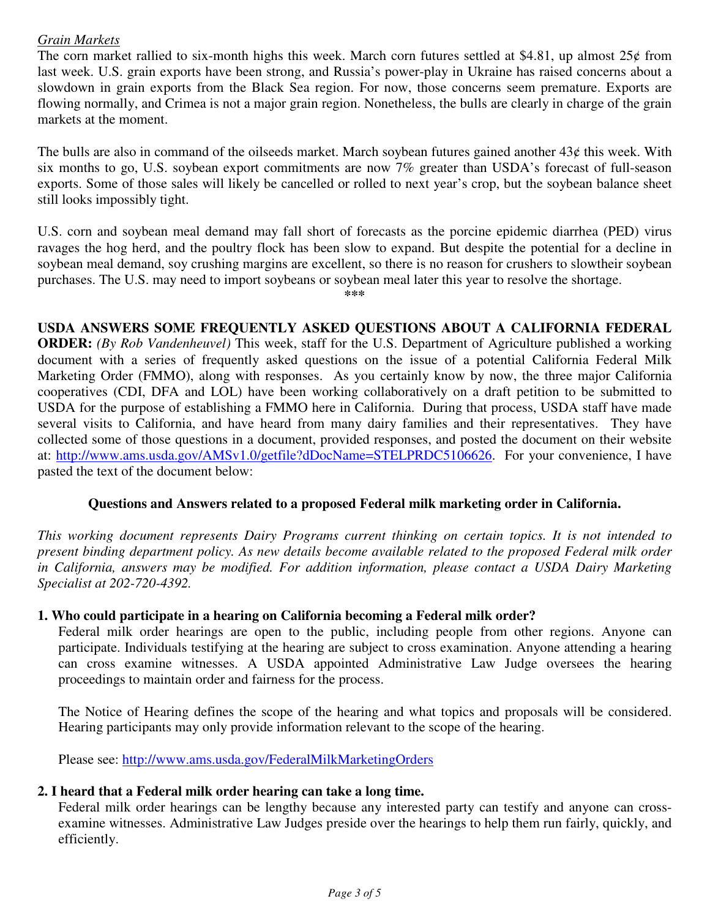*Grain Markets*

The corn market rallied to six-month highs this week. March corn futures settled at $4.81, up almost 25¢ from last week. U.S. grain exports have been strong, and Russia's power-play in Ukraine has raised concerns about a slowdown in grain exports from the Black Sea region. For now, those concerns seem premature. Exports are flowing normally, and Crimea is not a major grain region. Nonetheless, the bulls are clearly in charge of the grain markets at the moment.

The bulls are also in command of the oilseeds market. March soybean futures gained another 43¢ this week. With six months to go, U.S. soybean export commitments are now 7% greater than USDA's forecast of full-season exports. Some of those sales will likely be cancelled or rolled to next year's crop, but the soybean balance sheet still looks impossibly tight.

U.S. corn and soybean meal demand may fall short of forecasts as the porcine epidemic diarrhea (PED) virus ravages the hog herd, and the poultry flock has been slow to expand. But despite the potential for a decline in soybean meal demand, soy crushing margins are excellent, so there is no reason for crushers to slowtheir soybean purchases. The U.S. may need to import soybeans or soybean meal later this year to resolve the shortage.

\*\*\*

**USDA ANSWERS SOME FREQUENTLY ASKED QUESTIONS ABOUT A CALIFORNIA FEDERAL ORDER:** *(By Rob Vandenheuvel)* This week, staff for the U.S. Department of Agriculture published a working document with a series of frequently asked questions on the issue of a potential California Federal Milk Marketing Order (FMMO), along with responses. As you certainly know by now, the three major California cooperatives (CDI, DFA and LOL) have been working collaboratively on a draft petition to be submitted to USDA for the purpose of establishing a FMMO here in California. During that process, USDA staff have made several visits to California, and have heard from many dairy families and their representatives. They have collected some of those questions in a document, provided responses, and posted the document on their website at: http://www.ams.usda.gov/AMSv1.0/getfile?dDocName=STELPRDC5106626. For your convenience, I have pasted the text of the document below:

**Questions and Answers related to a proposed Federal milk marketing order in California.**

*This working document represents Dairy Programs current thinking on certain topics. It is not intended to present binding department policy. As new details become available related to the proposed Federal milk order in California, answers may be modified. For addition information, please contact a USDA Dairy Marketing Specialist at 202-720-4392.*

**1. Who could participate in a hearing on California becoming a Federal milk order?**

Federal milk order hearings are open to the public, including people from other regions. Anyone can participate. Individuals testifying at the hearing are subject to cross examination. Anyone attending a hearing can cross examine witnesses. A USDA appointed Administrative Law Judge oversees the hearing proceedings to maintain order and fairness for the process.

The Notice of Hearing defines the scope of the hearing and what topics and proposals will be considered. Hearing participants may only provide information relevant to the scope of the hearing.

Please see: http://www.ams.usda.gov/FederalMilkMarketingOrders

**2. I heard that a Federal milk order hearing can take a long time.**

Federal milk order hearings can be lengthy because any interested party can testify and anyone can cross-examine witnesses. Administrative Law Judges preside over the hearings to help them run fairly, quickly, and efficiently.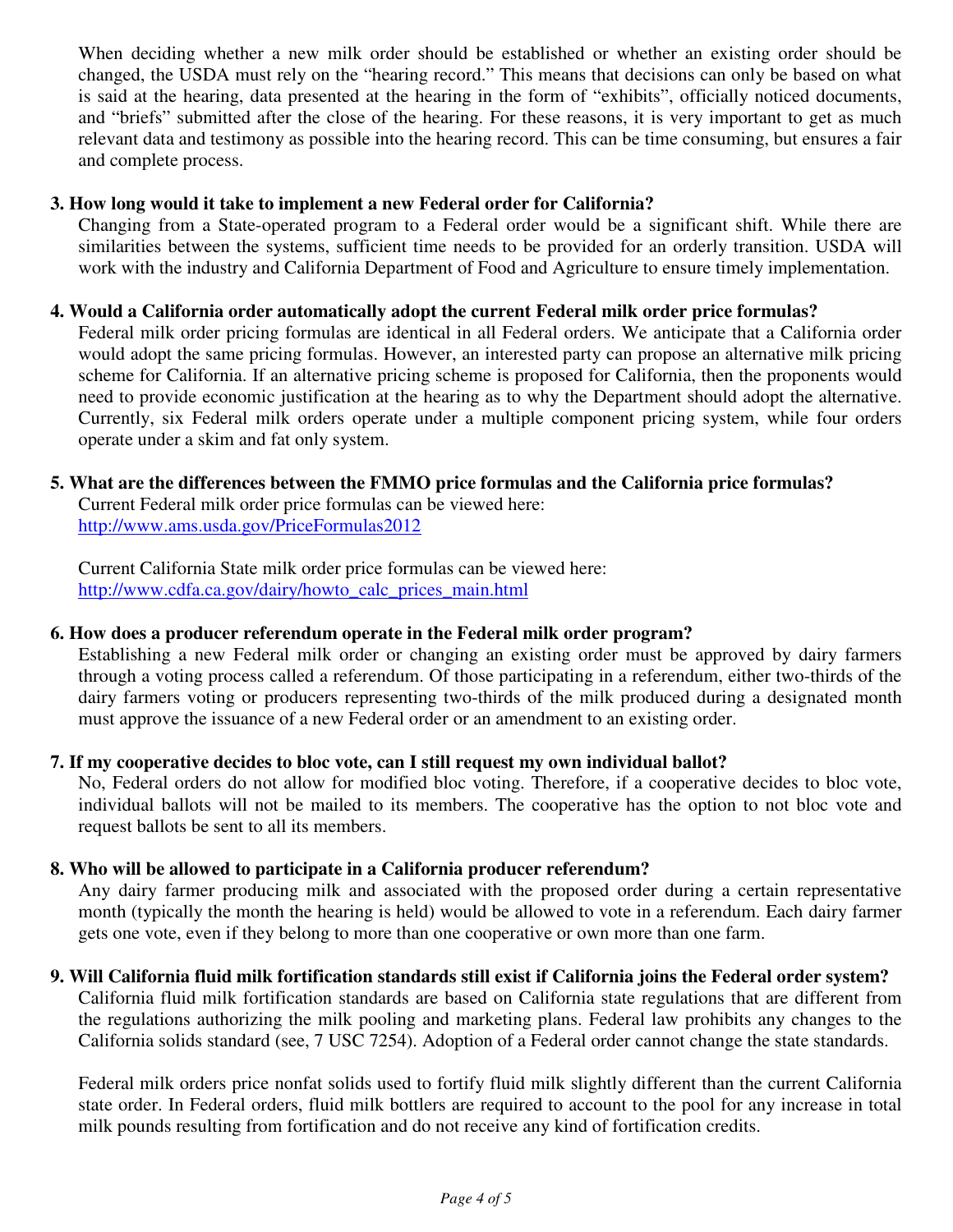When deciding whether a new milk order should be established or whether an existing order should be changed, the USDA must rely on the "hearing record." This means that decisions can only be based on what is said at the hearing, data presented at the hearing in the form of "exhibits", officially noticed documents, and "briefs" submitted after the close of the hearing. For these reasons, it is very important to get as much relevant data and testimony as possible into the hearing record. This can be time consuming, but ensures a fair and complete process.

**3. How long would it take to implement a new Federal order for California?**

Changing from a State-operated program to a Federal order would be a significant shift. While there are similarities between the systems, sufficient time needs to be provided for an orderly transition. USDA will work with the industry and California Department of Food and Agriculture to ensure timely implementation.

**4. Would a California order automatically adopt the current Federal milk order price formulas?**

Federal milk order pricing formulas are identical in all Federal orders. We anticipate that a California order would adopt the same pricing formulas. However, an interested party can propose an alternative milk pricing scheme for California. If an alternative pricing scheme is proposed for California, then the proponents would need to provide economic justification at the hearing as to why the Department should adopt the alternative. Currently, six Federal milk orders operate under a multiple component pricing system, while four orders operate under a skim and fat only system.

**5. What are the differences between the FMMO price formulas and the California price formulas?**

Current Federal milk order price formulas can be viewed here:
[http://www.ams.usda.gov/PriceFormulas2012](http://www.ams.usda.gov/PriceFormulas2012)

Current California State milk order price formulas can be viewed here:
[http://www.cdfa.ca.gov/dairy/howto_calc_prices_main.html](http://www.cdfa.ca.gov/dairy/howto_calc_prices_main.html)

**6. How does a producer referendum operate in the Federal milk order program?**

Establishing a new Federal milk order or changing an existing order must be approved by dairy farmers through a voting process called a referendum. Of those participating in a referendum, either two-thirds of the dairy farmers voting or producers representing two-thirds of the milk produced during a designated month must approve the issuance of a new Federal order or an amendment to an existing order.

**7. If my cooperative decides to bloc vote, can I still request my own individual ballot?**

No, Federal orders do not allow for modified bloc voting. Therefore, if a cooperative decides to bloc vote, individual ballots will not be mailed to its members. The cooperative has the option to not bloc vote and request ballots be sent to all its members.

**8. Who will be allowed to participate in a California producer referendum?**

Any dairy farmer producing milk and associated with the proposed order during a certain representative month (typically the month the hearing is held) would be allowed to vote in a referendum. Each dairy farmer gets one vote, even if they belong to more than one cooperative or own more than one farm.

**9. Will California fluid milk fortification standards still exist if California joins the Federal order system?**

California fluid milk fortification standards are based on California state regulations that are different from the regulations authorizing the milk pooling and marketing plans. Federal law prohibits any changes to the California solids standard (see, 7 USC 7254). Adoption of a Federal order cannot change the state standards.

Federal milk orders price nonfat solids used to fortify fluid milk slightly different than the current California state order. In Federal orders, fluid milk bottlers are required to account to the pool for any increase in total milk pounds resulting from fortification and do not receive any kind of fortification credits.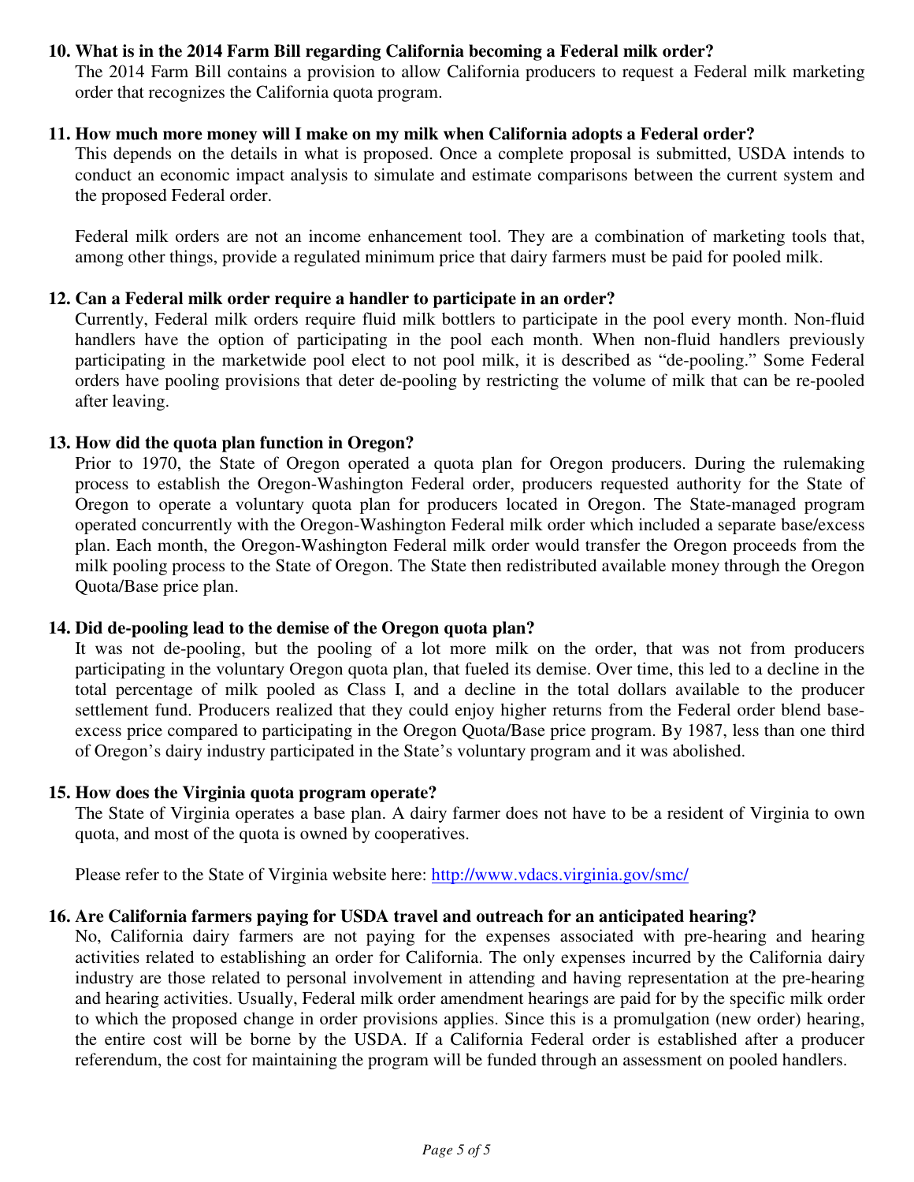**10. What is in the 2014 Farm Bill regarding California becoming a Federal milk order?**

The 2014 Farm Bill contains a provision to allow California producers to request a Federal milk marketing order that recognizes the California quota program.

**11. How much more money will I make on my milk when California adopts a Federal order?**

This depends on the details in what is proposed. Once a complete proposal is submitted, USDA intends to conduct an economic impact analysis to simulate and estimate comparisons between the current system and the proposed Federal order.

Federal milk orders are not an income enhancement tool. They are a combination of marketing tools that, among other things, provide a regulated minimum price that dairy farmers must be paid for pooled milk.

**12. Can a Federal milk order require a handler to participate in an order?**

Currently, Federal milk orders require fluid milk bottlers to participate in the pool every month. Non-fluid handlers have the option of participating in the pool each month. When non-fluid handlers previously participating in the marketwide pool elect to not pool milk, it is described as "de-pooling." Some Federal orders have pooling provisions that deter de-pooling by restricting the volume of milk that can be re-pooled after leaving.

**13. How did the quota plan function in Oregon?**

Prior to 1970, the State of Oregon operated a quota plan for Oregon producers. During the rulemaking process to establish the Oregon-Washington Federal order, producers requested authority for the State of Oregon to operate a voluntary quota plan for producers located in Oregon. The State-managed program operated concurrently with the Oregon-Washington Federal milk order which included a separate base/excess plan. Each month, the Oregon-Washington Federal milk order would transfer the Oregon proceeds from the milk pooling process to the State of Oregon. The State then redistributed available money through the Oregon Quota/Base price plan.

**14. Did de-pooling lead to the demise of the Oregon quota plan?**

It was not de-pooling, but the pooling of a lot more milk on the order, that was not from producers participating in the voluntary Oregon quota plan, that fueled its demise. Over time, this led to a decline in the total percentage of milk pooled as Class I, and a decline in the total dollars available to the producer settlement fund. Producers realized that they could enjoy higher returns from the Federal order blend base-excess price compared to participating in the Oregon Quota/Base price program. By 1987, less than one third of Oregon's dairy industry participated in the State's voluntary program and it was abolished.

**15. How does the Virginia quota program operate?**

The State of Virginia operates a base plan. A dairy farmer does not have to be a resident of Virginia to own quota, and most of the quota is owned by cooperatives.

Please refer to the State of Virginia website here: [http://www.vdacs.virginia.gov/smc/](http://www.vdacs.virginia.gov/smc/)

**16. Are California farmers paying for USDA travel and outreach for an anticipated hearing?**

No, California dairy farmers are not paying for the expenses associated with pre-hearing and hearing activities related to establishing an order for California. The only expenses incurred by the California dairy industry are those related to personal involvement in attending and having representation at the pre-hearing and hearing activities. Usually, Federal milk order amendment hearings are paid for by the specific milk order to which the proposed change in order provisions applies. Since this is a promulgation (new order) hearing, the entire cost will be borne by the USDA. If a California Federal order is established after a producer referendum, the cost for maintaining the program will be funded through an assessment on pooled handlers.